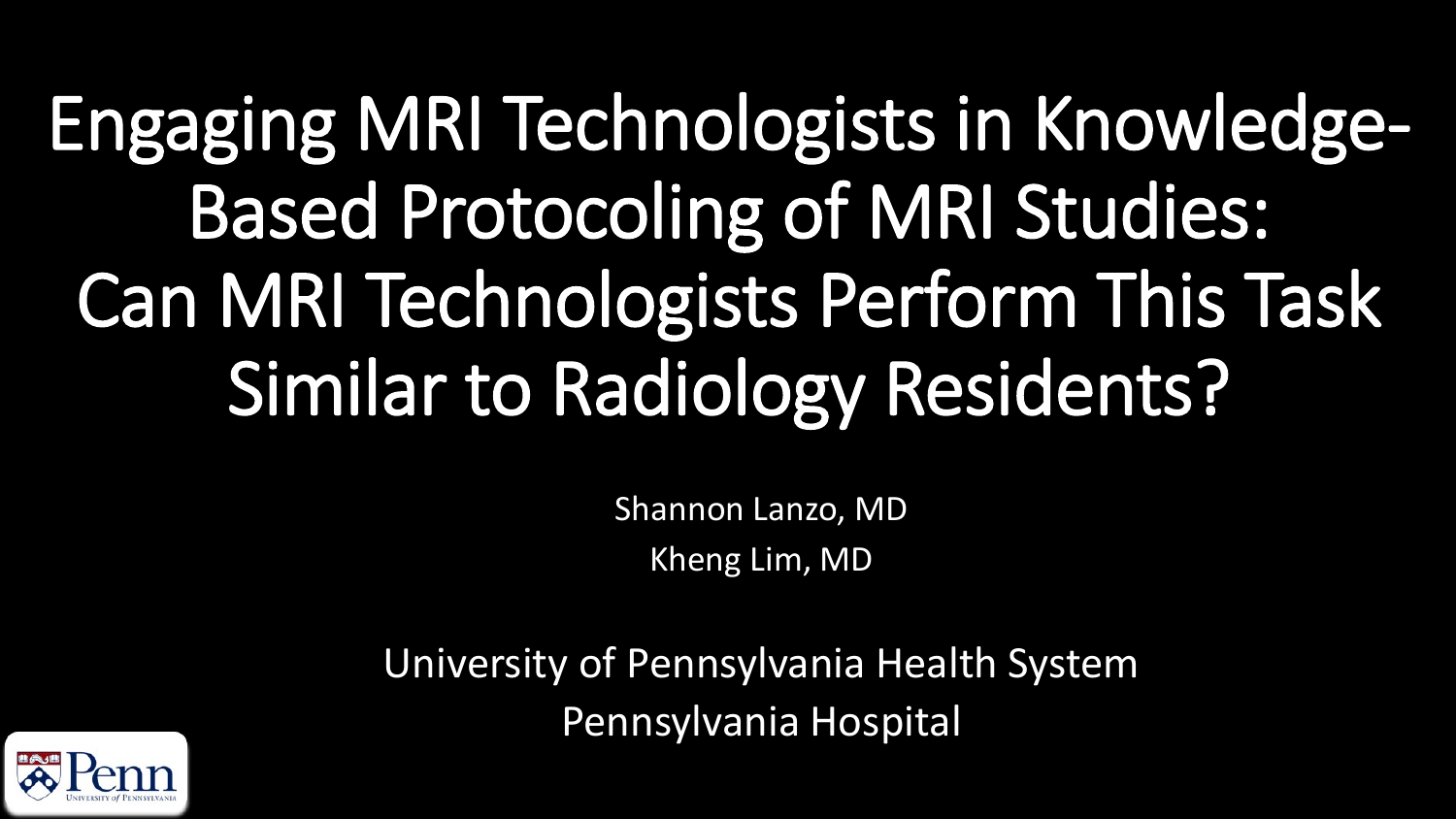# Engaging MRI Technologists in Knowledge-Based Protocoling of MRI Studies: Can MRI Technologists Perform This Task Similar to Radiology Residents?

Shannon Lanzo, MD

Kheng Lim, MD

University of Pennsylvania Health System

Pennsylvania Hospital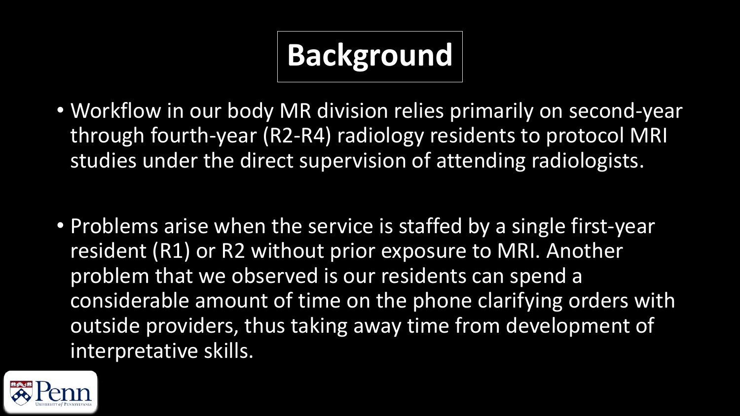# Background

- Workflow in our body MR division relies primarily on second-year through fourth-year (R2-R4) radiology residents to protocol MRI studies under the direct supervision of attending radiologists.

- Problems arise when the service is staffed by a single first-year resident (R1) or R2 without prior exposure to MRI. Another problem that we observed is our residents can spend a considerable amount of time on the phone clarifying orders with outside providers, thus taking away time from development of interpretative skills.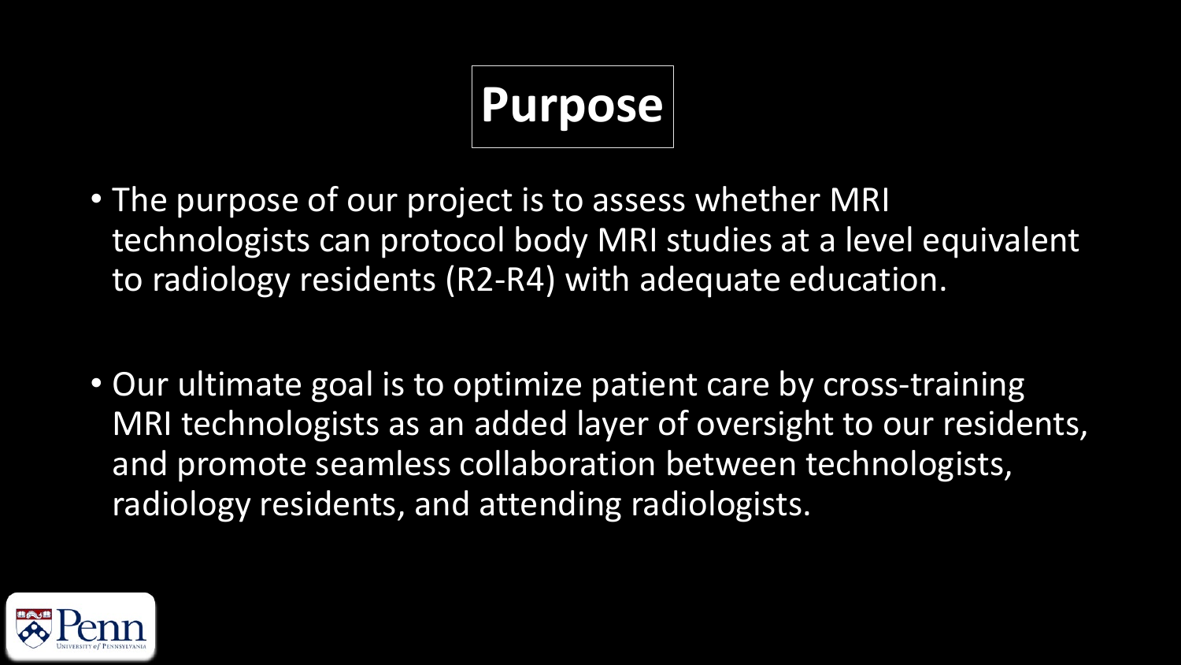# Purpose

- The purpose of our project is to assess whether MRI technologists can protocol body MRI studies at a level equivalent to radiology residents (R2-R4) with adequate education.

- Our ultimate goal is to optimize patient care by cross-training MRI technologists as an added layer of oversight to our residents, and promote seamless collaboration between technologists, radiology residents, and attending radiologists.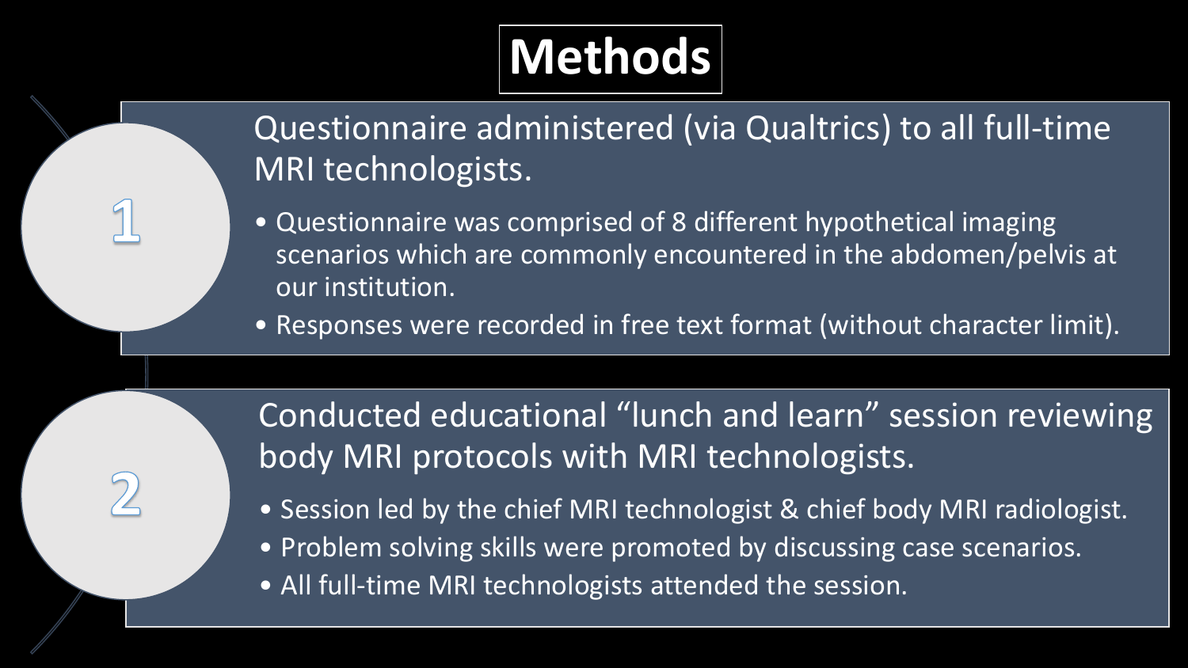# Methods

1. Questionnaire administered (via Qualtrics) to all full-time MRI technologists.
   - Questionnaire was comprised of 8 different hypothetical imaging scenarios which are commonly encountered in the abdomen/pelvis at our institution.
   - Responses were recorded in free text format (without character limit).

2. Conducted educational "lunch and learn" session reviewing body MRI protocols with MRI technologists.
   - Session led by the chief MRI technologist & chief body MRI radiologist.
   - Problem solving skills were promoted by discussing case scenarios.
   - All full-time MRI technologists attended the session.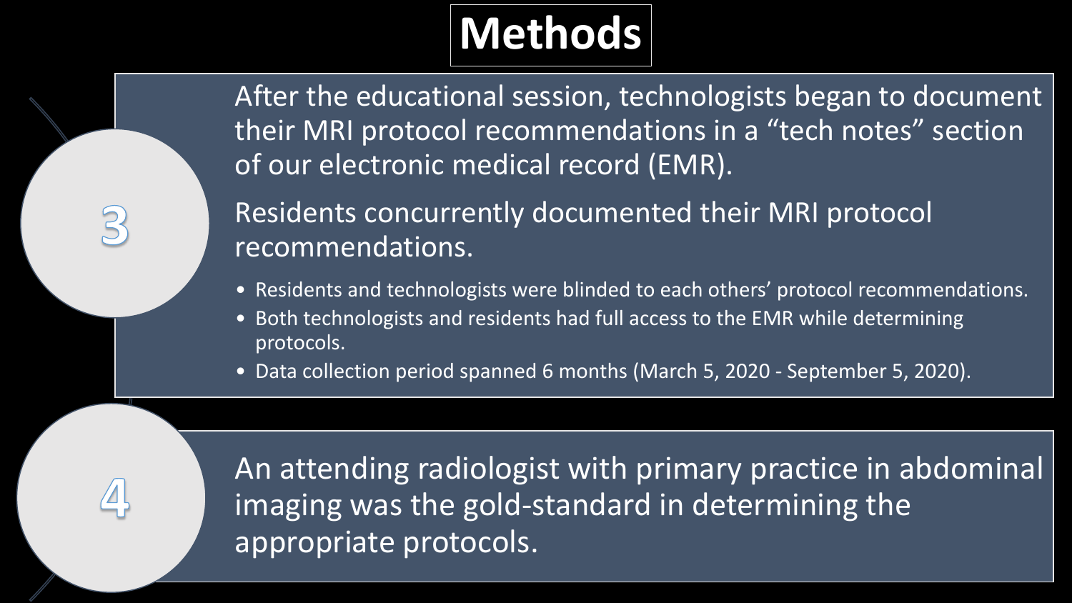# Methods

3

After the educational session, technologists began to document their MRI protocol recommendations in a "tech notes" section of our electronic medical record (EMR).

Residents concurrently documented their MRI protocol recommendations.

- Residents and technologists were blinded to each others' protocol recommendations.
- Both technologists and residents had full access to the EMR while determining protocols.
- Data collection period spanned 6 months (March 5, 2020 - September 5, 2020).

4

An attending radiologist with primary practice in abdominal imaging was the gold-standard in determining the appropriate protocols.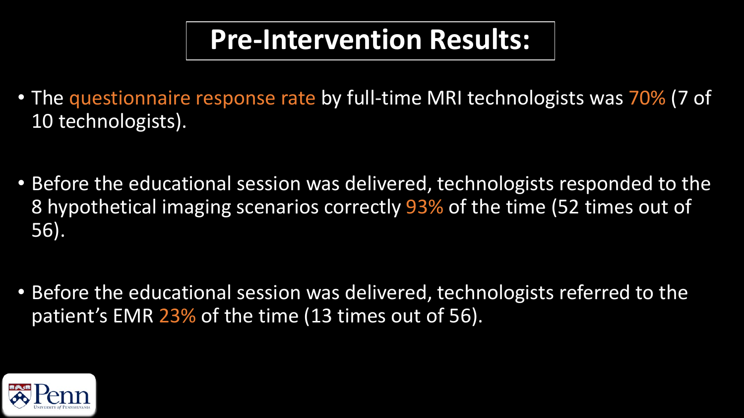# Pre-Intervention Results:

- The questionnaire response rate by full-time MRI technologists was 70% (7 of 10 technologists).
- Before the educational session was delivered, technologists responded to the 8 hypothetical imaging scenarios correctly 93% of the time (52 times out of 56).
- Before the educational session was delivered, technologists referred to the patient's EMR 23% of the time (13 times out of 56).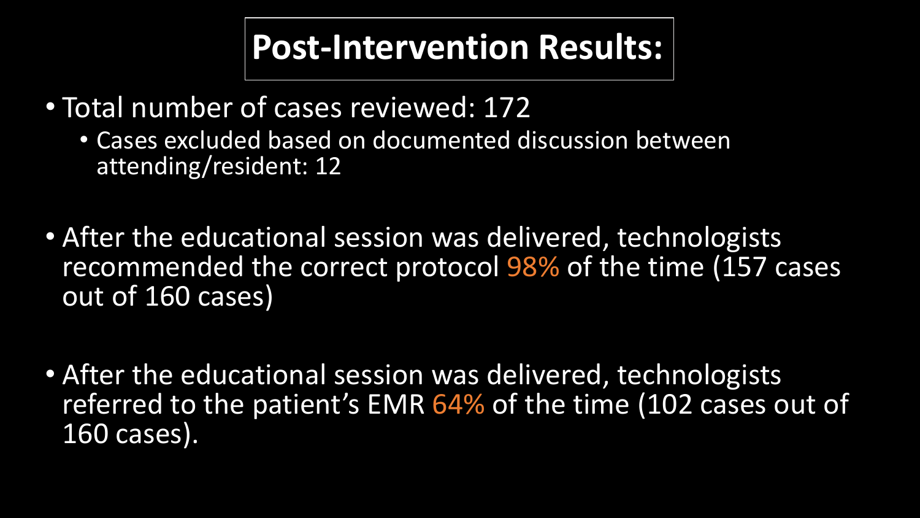# Post-Intervention Results:

- Total number of cases reviewed: 172
  - Cases excluded based on documented discussion between attending/resident: 12

- After the educational session was delivered, technologists recommended the correct protocol 98% of the time (157 cases out of 160 cases)

- After the educational session was delivered, technologists referred to the patient's EMR 64% of the time (102 cases out of 160 cases).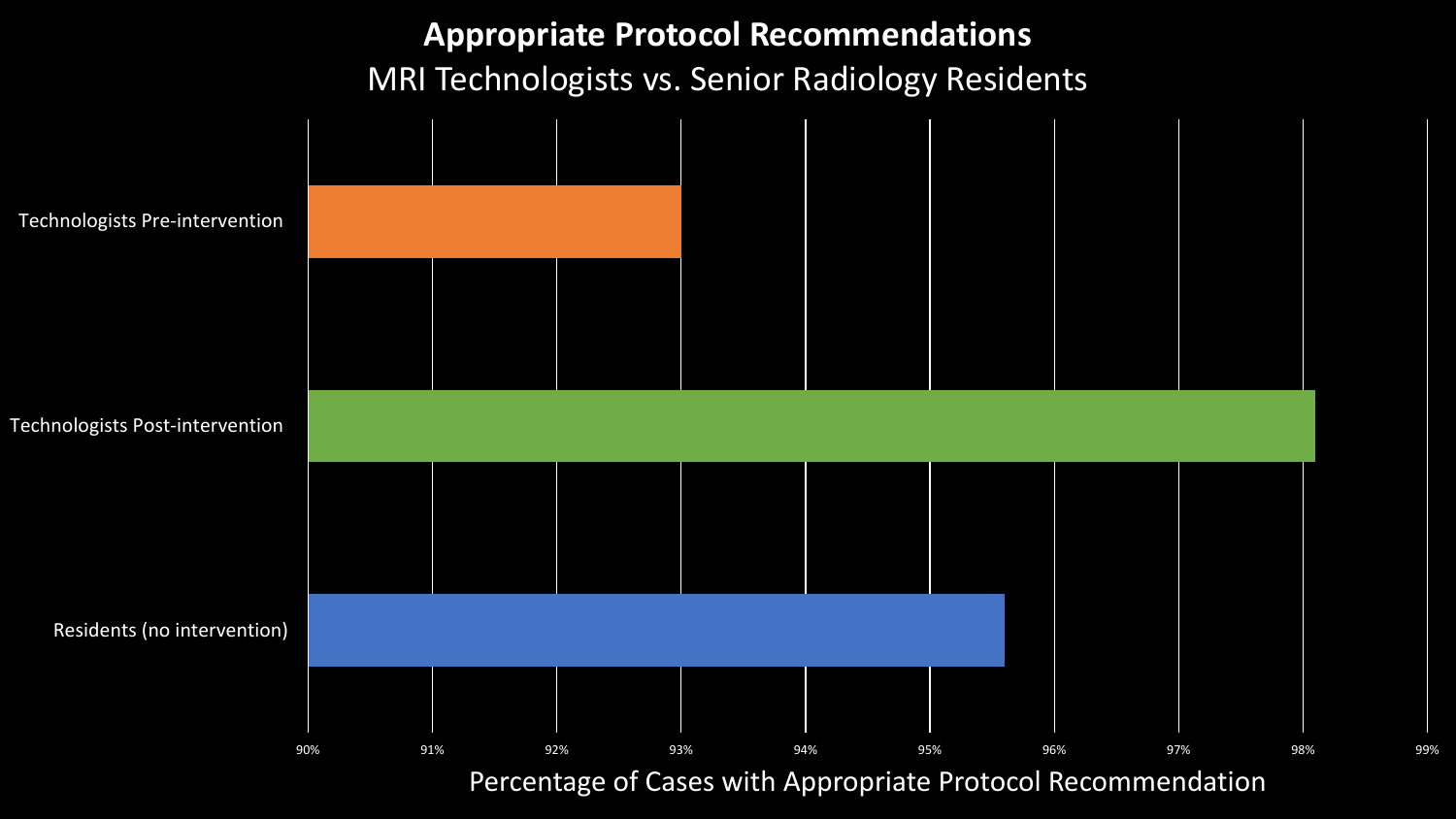# **Appropriate Protocol Recommendations**

## MRI Technologists vs. Senior Radiology Residents

Technologists Pre-intervention

Technologists Post-intervention

Residents (no intervention)

90% 91% 92% 93% 94% 95% 96% 97% 98% 99%

Percentage of Cases with Appropriate Protocol Recommendation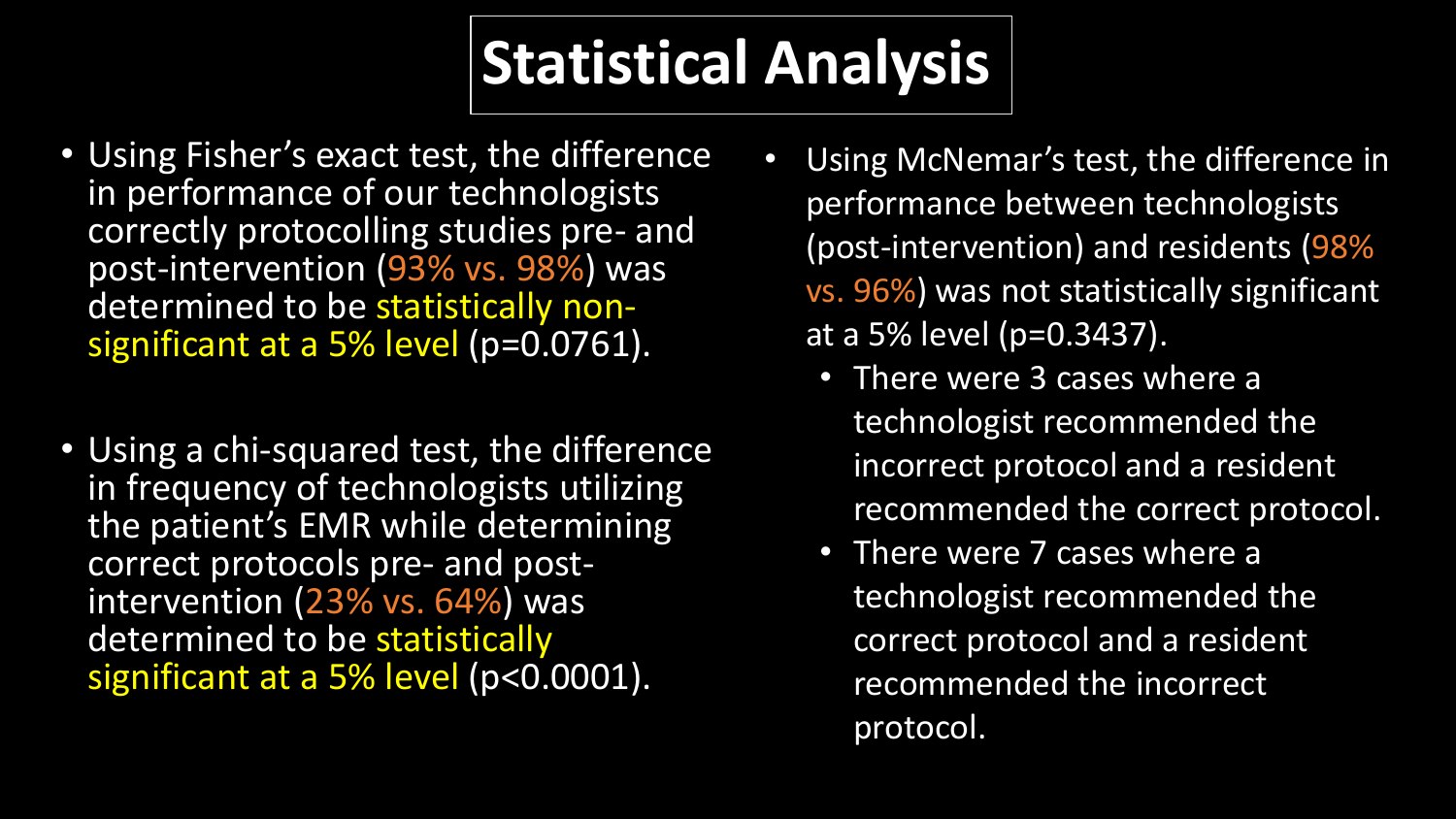# Statistical Analysis

- Using Fisher's exact test, the difference in performance of our technologists correctly protocolling studies pre- and post-intervention (93% vs. 98%) was determined to be statistically non-significant at a 5% level ($p=0.0761$).

- Using a chi-squared test, the difference in frequency of technologists utilizing the patient's EMR while determining correct protocols pre- and post-intervention (23% vs. 64%) was determined to be statistically significant at a 5% level ($p<0.0001$).

- Using McNemar's test, the difference in performance between technologists (post-intervention) and residents (98% vs. 96%) was not statistically significant at a 5% level ($p=0.3437$).
  - There were 3 cases where a technologist recommended the incorrect protocol and a resident recommended the correct protocol.
  - There were 7 cases where a technologist recommended the correct protocol and a resident recommended the incorrect protocol.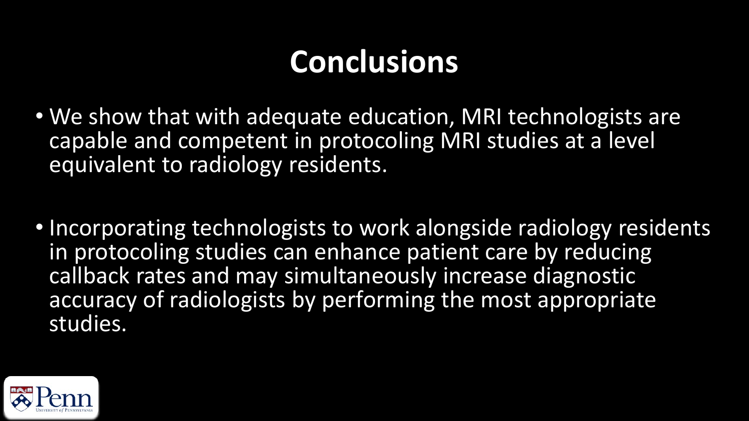# Conclusions

- We show that with adequate education, MRI technologists are capable and competent in protocoling MRI studies at a level equivalent to radiology residents.
- Incorporating technologists to work alongside radiology residents in protocoling studies can enhance patient care by reducing callback rates and may simultaneously increase diagnostic accuracy of radiologists by performing the most appropriate studies.

Penn
UNIVERSITY of PENNSYLVANIA